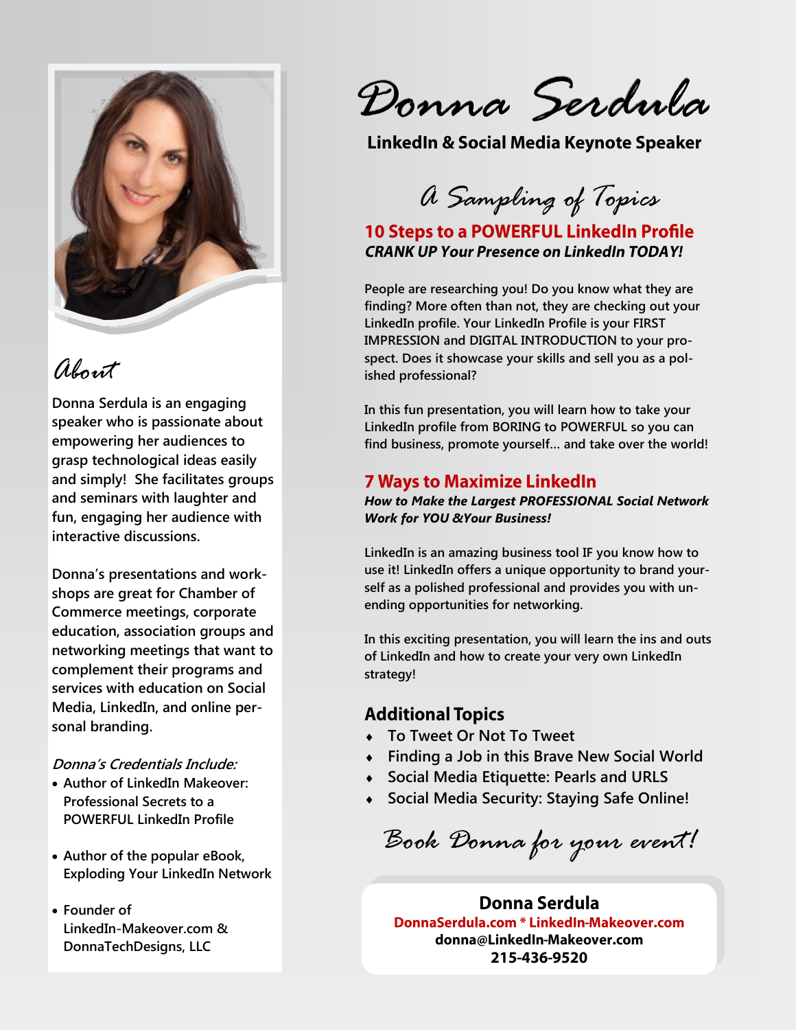# Donna Serdula

**LinkedIn & Social Media Keynote Speaker**

## About

**Donna Serdula is an engaging speaker who is passionate about empowering her audiences to grasp technological ideas easily and simply! She facilitates groups and seminars with laughter and fun, engaging her audience with interactive discussions.**

**Donna's presentations and workshops are great for Chamber of Commerce meetings, corporate education, association groups and networking meetings that want to complement their programs and services with education on Social Media, LinkedIn, and online personal branding.**

*Donna's Credentials Include:*

- Author of LinkedIn Makeover: Professional Secrets to a POWERFUL LinkedIn Profile
- Author of the popular eBook, Exploding Your LinkedIn Network
- Founder of LinkedIn-Makeover.com & DonnaTechDesigns, LLC

## A Sampling of Topics

### 10 Steps to a POWERFUL LinkedIn Profile

***CRANK UP Your Presence on LinkedIn TODAY!***

**People are researching you! Do you know what they are finding? More often than not, they are checking out your LinkedIn profile. Your LinkedIn Profile is your FIRST IMPRESSION and DIGITAL INTRODUCTION to your prospect. Does it showcase your skills and sell you as a polished professional?**

**In this fun presentation, you will learn how to take your LinkedIn profile from BORING to POWERFUL so you can find business, promote yourself… and take over the world!**

### 7 Ways to Maximize LinkedIn

***How to Make the Largest PROFESSIONAL Social Network Work for YOU &Your Business!***

**LinkedIn is an amazing business tool IF you know how to use it! LinkedIn offers a unique opportunity to brand yourself as a polished professional and provides you with unending opportunities for networking.**

**In this exciting presentation, you will learn the ins and outs of LinkedIn and how to create your very own LinkedIn strategy!**

### Additional Topics

- To Tweet Or Not To Tweet
- Finding a Job in this Brave New Social World
- Social Media Etiquette: Pearls and URLS
- Social Media Security: Staying Safe Online!

*Book Donna for your event!*

**Donna Serdula**
**DonnaSerdula.com * LinkedIn-Makeover.com**
**donna@LinkedIn-Makeover.com**
**215-436-9520**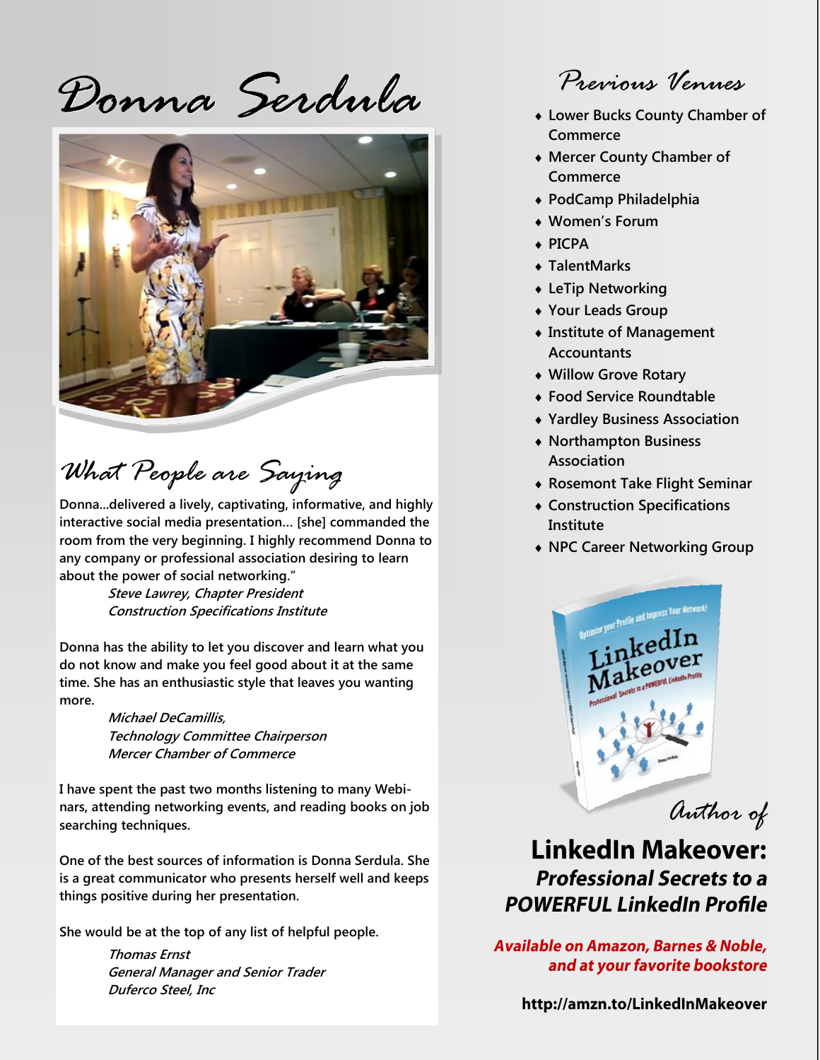# Donna Serdula

## What People are Saying

**Donna...delivered a lively, captivating, informative, and highly interactive social media presentation… [she] commanded the room from the very beginning. I highly recommend Donna to any company or professional association desiring to learn about the power of social networking."**

*Steve Lawrey, Chapter President*
*Construction Specifications Institute*

**Donna has the ability to let you discover and learn what you do not know and make you feel good about it at the same time. She has an enthusiastic style that leaves you wanting more.**

*Michael DeCamillis,*
*Technology Committee Chairperson*
*Mercer Chamber of Commerce*

**I have spent the past two months listening to many Webinars, attending networking events, and reading books on job searching techniques.**

**One of the best sources of information is Donna Serdula. She is a great communicator who presents herself well and keeps things positive during her presentation.**

**She would be at the top of any list of helpful people.**

*Thomas Ernst*
*General Manager and Senior Trader*
*Duferco Steel, Inc*

## Previous Venues

- Lower Bucks County Chamber of Commerce
- Mercer County Chamber of Commerce
- PodCamp Philadelphia
- Women's Forum
- PICPA
- TalentMarks
- LeTip Networking
- Your Leads Group
- Institute of Management Accountants
- Willow Grove Rotary
- Food Service Roundtable
- Yardley Business Association
- Northampton Business Association
- Rosemont Take Flight Seminar
- Construction Specifications Institute
- NPC Career Networking Group

*Author of*

## LinkedIn Makeover: *Professional Secrets to a POWERFUL LinkedIn Profile*

***Available on Amazon, Barnes & Noble, and at your favorite bookstore***

**http://amzn.to/LinkedInMakeover**